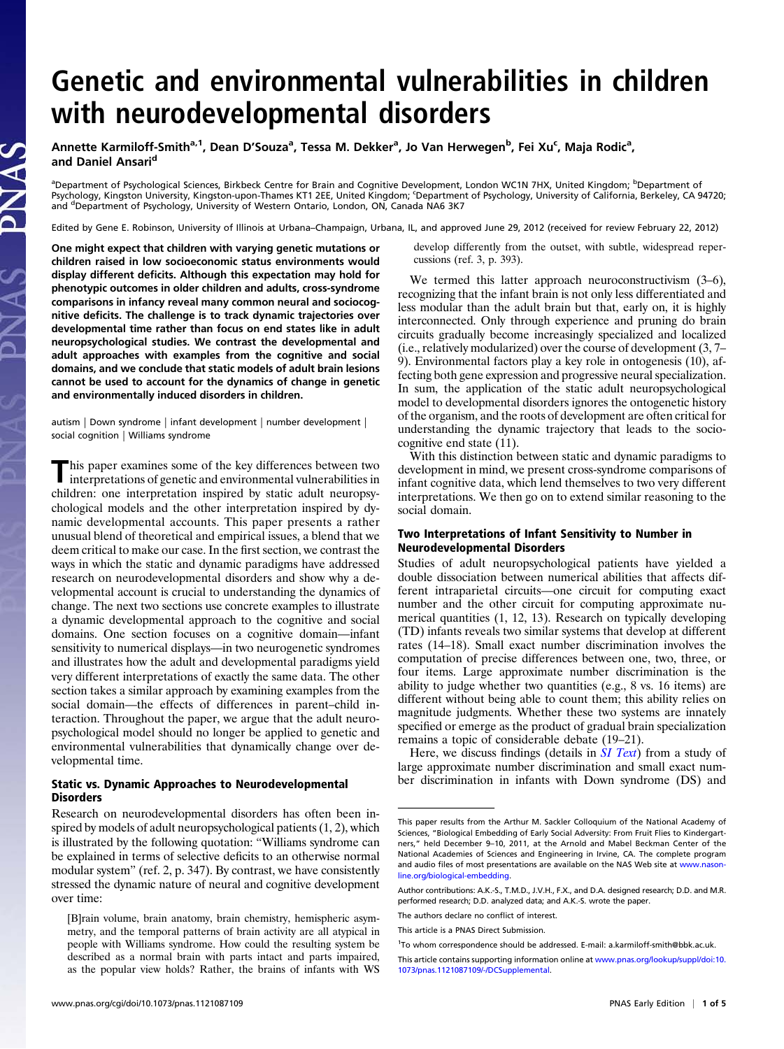# Genetic and environmental vulnerabilities in children with neurodevelopmental disorders

Annette Karmiloff-Smith[a,1], Dean D'Souza[a], Tessa M. Dekker[a], Jo Van Herwegen[b], Fei Xu[c], Maja Rodic[a], and Daniel Ansari[d]

[a]Department of Psychological Sciences, Birkbeck Centre for Brain and Cognitive Development, London WC1N 7HX, United Kingdom; [b]Department of Psychology, Kingston University, Kingston-upon-Thames KT1 2EE, United Kingdom; [c]Department of Psychology, University of California, Berkeley, CA 94720; and [d]Department of Psychology, University of Western Ontario, London, ON, Canada NA6 3K7

Edited by Gene E. Robinson, University of Illinois at Urbana–Champaign, Urbana, IL, and approved June 29, 2012 (received for review February 22, 2012)

**One might expect that children with varying genetic mutations or children raised in low socioeconomic status environments would display different deficits. Although this expectation may hold for phenotypic outcomes in older children and adults, cross-syndrome comparisons in infancy reveal many common neural and sociocognitive deficits. The challenge is to track dynamic trajectories over developmental time rather than focus on end states like in adult neuropsychological studies. We contrast the developmental and adult approaches with examples from the cognitive and social domains, and we conclude that static models of adult brain lesions cannot be used to account for the dynamics of change in genetic and environmentally induced disorders in children.**

autism | Down syndrome | infant development | number development | social cognition | Williams syndrome

This paper examines some of the key differences between two interpretations of genetic and environmental vulnerabilities in children: one interpretation inspired by static adult neuropsychological models and the other interpretation inspired by dynamic developmental accounts. This paper presents a rather unusual blend of theoretical and empirical issues, a blend that we deem critical to make our case. In the first section, we contrast the ways in which the static and dynamic paradigms have addressed research on neurodevelopmental disorders and show why a developmental account is crucial to understanding the dynamics of change. The next two sections use concrete examples to illustrate a dynamic developmental approach to the cognitive and social domains. One section focuses on a cognitive domain—infant sensitivity to numerical displays—in two neurogenetic syndromes and illustrates how the adult and developmental paradigms yield very different interpretations of exactly the same data. The other section takes a similar approach by examining examples from the social domain—the effects of differences in parent–child interaction. Throughout the paper, we argue that the adult neuropsychological model should no longer be applied to genetic and environmental vulnerabilities that dynamically change over developmental time.

## Static vs. Dynamic Approaches to Neurodevelopmental Disorders

Research on neurodevelopmental disorders has often been inspired by models of adult neuropsychological patients (1, 2), which is illustrated by the following quotation: "Williams syndrome can be explained in terms of selective deficits to an otherwise normal modular system" (ref. 2, p. 347). By contrast, we have consistently stressed the dynamic nature of neural and cognitive development over time:

> [B]rain volume, brain anatomy, brain chemistry, hemispheric asymmetry, and the temporal patterns of brain activity are all atypical in people with Williams syndrome. How could the resulting system be described as a normal brain with parts intact and parts impaired, as the popular view holds? Rather, the brains of infants with WS develop differently from the outset, with subtle, widespread repercussions (ref. 3, p. 393).

We termed this latter approach neuroconstructivism (3–6), recognizing that the infant brain is not only less differentiated and less modular than the adult brain but that, early on, it is highly interconnected. Only through experience and pruning do brain circuits gradually become increasingly specialized and localized (i.e., relatively modularized) over the course of development (3, 7–9). Environmental factors play a key role in ontogenesis (10), affecting both gene expression and progressive neural specialization. In sum, the application of the static adult neuropsychological model to developmental disorders ignores the ontogenetic history of the organism, and the roots of development are often critical for understanding the dynamic trajectory that leads to the sociocognitive end state (11).

With this distinction between static and dynamic paradigms to development in mind, we present cross-syndrome comparisons of infant cognitive data, which lend themselves to two very different interpretations. We then go on to extend similar reasoning to the social domain.

## Two Interpretations of Infant Sensitivity to Number in Neurodevelopmental Disorders

Studies of adult neuropsychological patients have yielded a double dissociation between numerical abilities that affects different intraparietal circuits—one circuit for computing exact number and the other circuit for computing approximate numerical quantities (1, 12, 13). Research on typically developing (TD) infants reveals two similar systems that develop at different rates (14–18). Small exact number discrimination involves the computation of precise differences between one, two, three, or four items. Large approximate number discrimination is the ability to judge whether two quantities (e.g., 8 vs. 16 items) are different without being able to count them; this ability relies on magnitude judgments. Whether these two systems are innately specified or emerge as the product of gradual brain specialization remains a topic of considerable debate (19–21).

Here, we discuss findings (details in *SI Text*) from a study of large approximate number discrimination and small exact number discrimination in infants with Down syndrome (DS) and

---

This paper results from the Arthur M. Sackler Colloquium of the National Academy of Sciences, "Biological Embedding of Early Social Adversity: From Fruit Flies to Kindergartners," held December 9–10, 2011, at the Arnold and Mabel Beckman Center of the National Academies of Sciences and Engineering in Irvine, CA. The complete program and audio files of most presentations are available on the NAS Web site at www.nasonline.org/biological-embedding.

Author contributions: A.K.-S., T.M.D., J.V.H., F.X., and D.A. designed research; D.D. and M.R. performed research; D.D. analyzed data; and A.K.-S. wrote the paper.

The authors declare no conflict of interest.

This article is a PNAS Direct Submission.

[1]To whom correspondence should be addressed. E-mail: a.karmiloff-smith@bbk.ac.uk.

This article contains supporting information online at www.pnas.org/lookup/suppl/doi:10.1073/pnas.1121087109/-/DCSupplemental.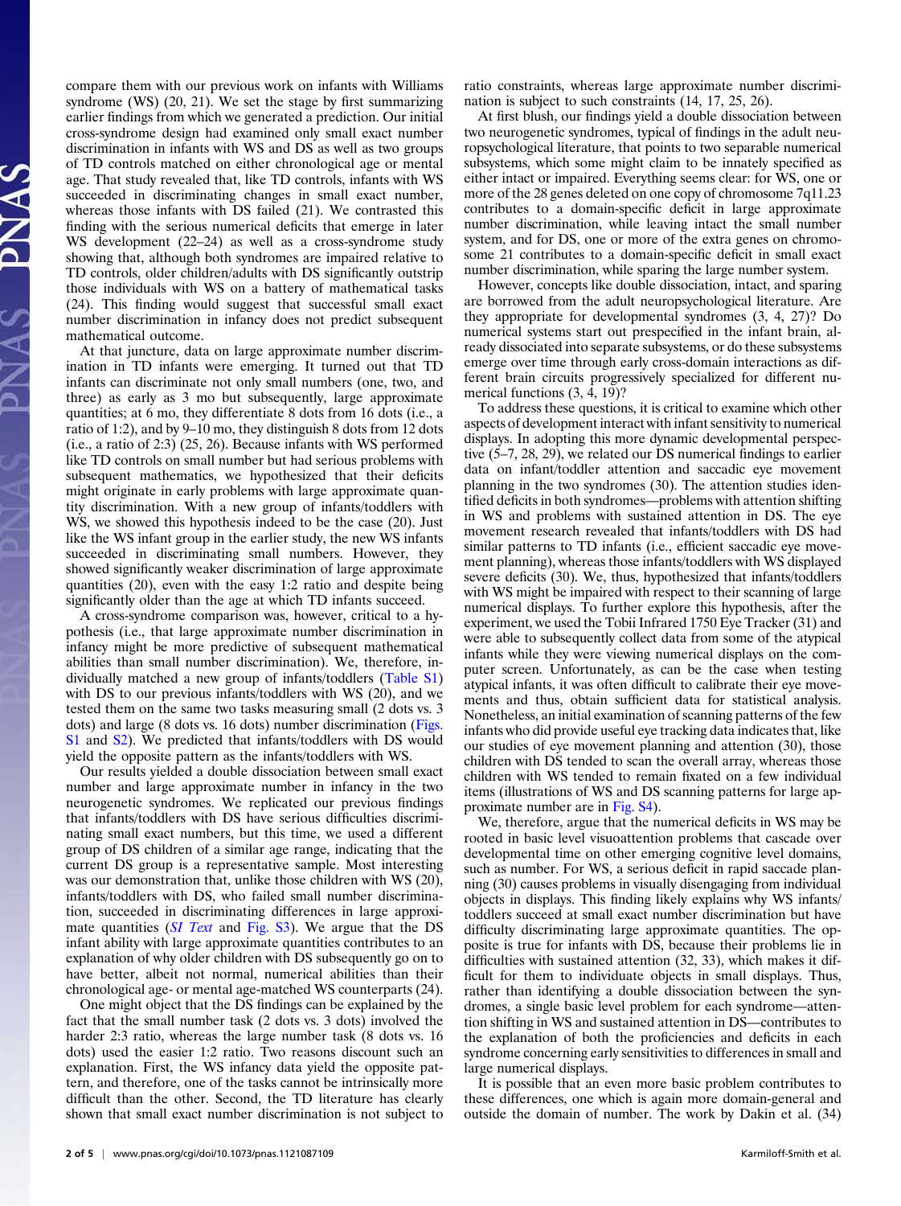compare them with our previous work on infants with Williams syndrome (WS) (20, 21). We set the stage by first summarizing earlier findings from which we generated a prediction. Our initial cross-syndrome design had examined only small exact number discrimination in infants with WS and DS as well as two groups of TD controls matched on either chronological age or mental age. That study revealed that, like TD controls, infants with WS succeeded in discriminating changes in small exact number, whereas those infants with DS failed (21). We contrasted this finding with the serious numerical deficits that emerge in later WS development (22–24) as well as a cross-syndrome study showing that, although both syndromes are impaired relative to TD controls, older children/adults with DS significantly outstrip those individuals with WS on a battery of mathematical tasks (24). This finding would suggest that successful small exact number discrimination in infancy does not predict subsequent mathematical outcome.

At that juncture, data on large approximate number discrimination in TD infants were emerging. It turned out that TD infants can discriminate not only small numbers (one, two, and three) as early as 3 mo but subsequently, large approximate quantities; at 6 mo, they differentiate 8 dots from 16 dots (i.e., a ratio of 1:2), and by 9–10 mo, they distinguish 8 dots from 12 dots (i.e., a ratio of 2:3) (25, 26). Because infants with WS performed like TD controls on small number but had serious problems with subsequent mathematics, we hypothesized that their deficits might originate in early problems with large approximate quantity discrimination. With a new group of infants/toddlers with WS, we showed this hypothesis indeed to be the case (20). Just like the WS infant group in the earlier study, the new WS infants succeeded in discriminating small numbers. However, they showed significantly weaker discrimination of large approximate quantities (20), even with the easy 1:2 ratio and despite being significantly older than the age at which TD infants succeed.

A cross-syndrome comparison was, however, critical to a hypothesis (i.e., that large approximate number discrimination in infancy might be more predictive of subsequent mathematical abilities than small number discrimination). We, therefore, individually matched a new group of infants/toddlers (Table S1) with DS to our previous infants/toddlers with WS (20), and we tested them on the same two tasks measuring small (2 dots vs. 3 dots) and large (8 dots vs. 16 dots) number discrimination (Figs. S1 and S2). We predicted that infants/toddlers with DS would yield the opposite pattern as the infants/toddlers with WS.

Our results yielded a double dissociation between small exact number and large approximate number in infancy in the two neurogenetic syndromes. We replicated our previous findings that infants/toddlers with DS have serious difficulties discriminating small exact numbers, but this time, we used a different group of DS children of a similar age range, indicating that the current DS group is a representative sample. Most interesting was our demonstration that, unlike those children with WS (20), infants/toddlers with DS, who failed small number discrimination, succeeded in discriminating differences in large approximate quantities (*SI Text* and Fig. S3). We argue that the DS infant ability with large approximate quantities contributes to an explanation of why older children with DS subsequently go on to have better, albeit not normal, numerical abilities than their chronological age- or mental age-matched WS counterparts (24).

One might object that the DS findings can be explained by the fact that the small number task (2 dots vs. 3 dots) involved the harder 2:3 ratio, whereas the large number task (8 dots vs. 16 dots) used the easier 1:2 ratio. Two reasons discount such an explanation. First, the WS infancy data yield the opposite pattern, and therefore, one of the tasks cannot be intrinsically more difficult than the other. Second, the TD literature has clearly shown that small exact number discrimination is not subject to ratio constraints, whereas large approximate number discrimination is subject to such constraints (14, 17, 25, 26).

At first blush, our findings yield a double dissociation between two neurogenetic syndromes, typical of findings in the adult neuropsychological literature, that points to two separable numerical subsystems, which some might claim to be innately specified as either intact or impaired. Everything seems clear: for WS, one or more of the 28 genes deleted on one copy of chromosome 7q11.23 contributes to a domain-specific deficit in large approximate number discrimination, while leaving intact the small number system, and for DS, one or more of the extra genes on chromosome 21 contributes to a domain-specific deficit in small exact number discrimination, while sparing the large number system.

However, concepts like double dissociation, intact, and sparing are borrowed from the adult neuropsychological literature. Are they appropriate for developmental syndromes (3, 4, 27)? Do numerical systems start out prespecified in the infant brain, already dissociated into separate subsystems, or do these subsystems emerge over time through early cross-domain interactions as different brain circuits progressively specialized for different numerical functions (3, 4, 19)?

To address these questions, it is critical to examine which other aspects of development interact with infant sensitivity to numerical displays. In adopting this more dynamic developmental perspective (5–7, 28, 29), we related our DS numerical findings to earlier data on infant/toddler attention and saccadic eye movement planning in the two syndromes (30). The attention studies identified deficits in both syndromes—problems with attention shifting in WS and problems with sustained attention in DS. The eye movement research revealed that infants/toddlers with DS had similar patterns to TD infants (i.e., efficient saccadic eye movement planning), whereas those infants/toddlers with WS displayed severe deficits (30). We, thus, hypothesized that infants/toddlers with WS might be impaired with respect to their scanning of large numerical displays. To further explore this hypothesis, after the experiment, we used the Tobii Infrared 1750 Eye Tracker (31) and were able to subsequently collect data from some of the atypical infants while they were viewing numerical displays on the computer screen. Unfortunately, as can be the case when testing atypical infants, it was often difficult to calibrate their eye movements and thus, obtain sufficient data for statistical analysis. Nonetheless, an initial examination of scanning patterns of the few infants who did provide useful eye tracking data indicates that, like our studies of eye movement planning and attention (30), those children with DS tended to scan the overall array, whereas those children with WS tended to remain fixated on a few individual items (illustrations of WS and DS scanning patterns for large approximate number are in Fig. S4).

We, therefore, argue that the numerical deficits in WS may be rooted in basic level visuoattention problems that cascade over developmental time on other emerging cognitive level domains, such as number. For WS, a serious deficit in rapid saccade planning (30) causes problems in visually disengaging from individual objects in displays. This finding likely explains why WS infants/toddlers succeed at small exact number discrimination but have difficulty discriminating large approximate quantities. The opposite is true for infants with DS, because their problems lie in difficulties with sustained attention (32, 33), which makes it difficult for them to individuate objects in small displays. Thus, rather than identifying a double dissociation between the syndromes, a single basic level problem for each syndrome—attention shifting in WS and sustained attention in DS—contributes to the explanation of both the proficiencies and deficits in each syndrome concerning early sensitivities to differences in small and large numerical displays.

It is possible that an even more basic problem contributes to these differences, one which is again more domain-general and outside the domain of number. The work by Dakin et al. (34)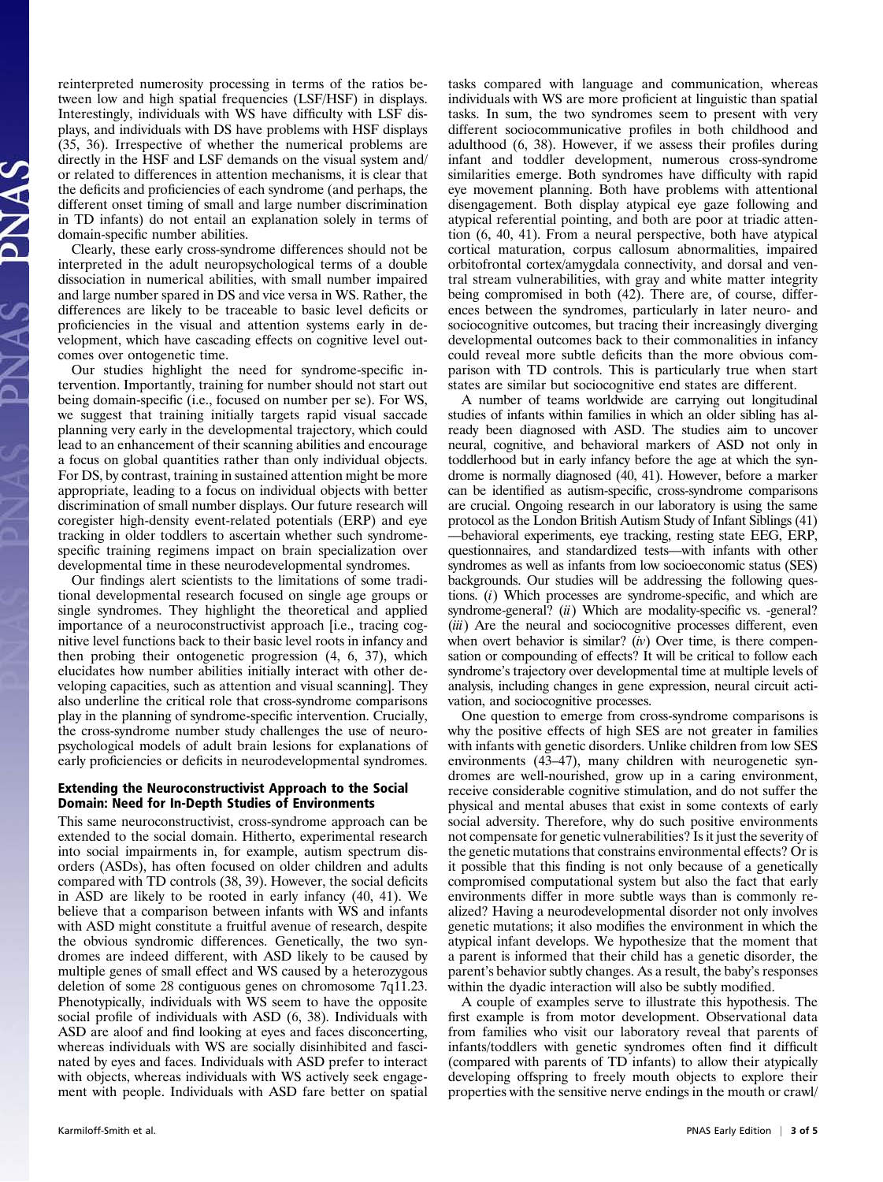reinterpreted numerosity processing in terms of the ratios between low and high spatial frequencies (LSF/HSF) in displays. Interestingly, individuals with WS have difficulty with LSF displays, and individuals with DS have problems with HSF displays (35, 36). Irrespective of whether the numerical problems are directly in the HSF and LSF demands on the visual system and/or related to differences in attention mechanisms, it is clear that the deficits and proficiencies of each syndrome (and perhaps, the different onset timing of small and large number discrimination in TD infants) do not entail an explanation solely in terms of domain-specific number abilities.

Clearly, these early cross-syndrome differences should not be interpreted in the adult neuropsychological terms of a double dissociation in numerical abilities, with small number impaired and large number spared in DS and vice versa in WS. Rather, the differences are likely to be traceable to basic level deficits or proficiencies in the visual and attention systems early in development, which have cascading effects on cognitive level outcomes over ontogenetic time.

Our studies highlight the need for syndrome-specific intervention. Importantly, training for number should not start out being domain-specific (i.e., focused on number per se). For WS, we suggest that training initially targets rapid visual saccade planning very early in the developmental trajectory, which could lead to an enhancement of their scanning abilities and encourage a focus on global quantities rather than only individual objects. For DS, by contrast, training in sustained attention might be more appropriate, leading to a focus on individual objects with better discrimination of small number displays. Our future research will coregister high-density event-related potentials (ERP) and eye tracking in older toddlers to ascertain whether such syndrome-specific training regimens impact on brain specialization over developmental time in these neurodevelopmental syndromes.

Our findings alert scientists to the limitations of some traditional developmental research focused on single age groups or single syndromes. They highlight the theoretical and applied importance of a neuroconstructivist approach [i.e., tracing cognitive level functions back to their basic level roots in infancy and then probing their ontogenetic progression (4, 6, 37), which elucidates how number abilities initially interact with other developing capacities, such as attention and visual scanning]. They also underline the critical role that cross-syndrome comparisons play in the planning of syndrome-specific intervention. Crucially, the cross-syndrome number study challenges the use of neuropsychological models of adult brain lesions for explanations of early proficiencies or deficits in neurodevelopmental syndromes.

### Extending the Neuroconstructivist Approach to the Social Domain: Need for In-Depth Studies of Environments

This same neuroconstructivist, cross-syndrome approach can be extended to the social domain. Hitherto, experimental research into social impairments in, for example, autism spectrum disorders (ASDs), has often focused on older children and adults compared with TD controls (38, 39). However, the social deficits in ASD are likely to be rooted in early infancy (40, 41). We believe that a comparison between infants with WS and infants with ASD might constitute a fruitful avenue of research, despite the obvious syndromic differences. Genetically, the two syndromes are indeed different, with ASD likely to be caused by multiple genes of small effect and WS caused by a heterozygous deletion of some 28 contiguous genes on chromosome 7q11.23. Phenotypically, individuals with WS seem to have the opposite social profile of individuals with ASD (6, 38). Individuals with ASD are aloof and find looking at eyes and faces disconcerting, whereas individuals with WS are socially disinhibited and fascinated by eyes and faces. Individuals with ASD prefer to interact with objects, whereas individuals with WS actively seek engagement with people. Individuals with ASD fare better on spatial tasks compared with language and communication, whereas individuals with WS are more proficient at linguistic than spatial tasks. In sum, the two syndromes seem to present with very different sociocommunicative profiles in both childhood and adulthood (6, 38). However, if we assess their profiles during infant and toddler development, numerous cross-syndrome similarities emerge. Both syndromes have difficulty with rapid eye movement planning. Both have problems with attentional disengagement. Both display atypical eye gaze following and atypical referential pointing, and both are poor at triadic attention (6, 40, 41). From a neural perspective, both have atypical cortical maturation, corpus callosum abnormalities, impaired orbitofrontal cortex/amygdala connectivity, and dorsal and ventral stream vulnerabilities, with gray and white matter integrity being compromised in both (42). There are, of course, differences between the syndromes, particularly in later neuro- and sociocognitive outcomes, but tracing their increasingly diverging developmental outcomes back to their commonalities in infancy could reveal more subtle deficits than the more obvious comparison with TD controls. This is particularly true when start states are similar but sociocognitive end states are different.

A number of teams worldwide are carrying out longitudinal studies of infants within families in which an older sibling has already been diagnosed with ASD. The studies aim to uncover neural, cognitive, and behavioral markers of ASD not only in toddlerhood but in early infancy before the age at which the syndrome is normally diagnosed (40, 41). However, before a marker can be identified as autism-specific, cross-syndrome comparisons are crucial. Ongoing research in our laboratory is using the same protocol as the London British Autism Study of Infant Siblings (41)—behavioral experiments, eye tracking, resting state EEG, ERP, questionnaires, and standardized tests—with infants with other syndromes as well as infants from low socioeconomic status (SES) backgrounds. Our studies will be addressing the following questions. (*i*) Which processes are syndrome-specific, and which are syndrome-general? (*ii*) Which are modality-specific vs. -general? (*iii*) Are the neural and sociocognitive processes different, even when overt behavior is similar? (*iv*) Over time, is there compensation or compounding of effects? It will be critical to follow each syndrome's trajectory over developmental time at multiple levels of analysis, including changes in gene expression, neural circuit activation, and sociocognitive processes.

One question to emerge from cross-syndrome comparisons is why the positive effects of high SES are not greater in families with infants with genetic disorders. Unlike children from low SES environments (43–47), many children with neurogenetic syndromes are well-nourished, grow up in a caring environment, receive considerable cognitive stimulation, and do not suffer the physical and mental abuses that exist in some contexts of early social adversity. Therefore, why do such positive environments not compensate for genetic vulnerabilities? Is it just the severity of the genetic mutations that constrains environmental effects? Or is it possible that this finding is not only because of a genetically compromised computational system but also the fact that early environments differ in more subtle ways than is commonly realized? Having a neurodevelopmental disorder not only involves genetic mutations; it also modifies the environment in which the atypical infant develops. We hypothesize that the moment that a parent is informed that their child has a genetic disorder, the parent's behavior subtly changes. As a result, the baby's responses within the dyadic interaction will also be subtly modified.

A couple of examples serve to illustrate this hypothesis. The first example is from motor development. Observational data from families who visit our laboratory reveal that parents of infants/toddlers with genetic syndromes often find it difficult (compared with parents of TD infants) to allow their atypically developing offspring to freely mouth objects to explore their properties with the sensitive nerve endings in the mouth or crawl/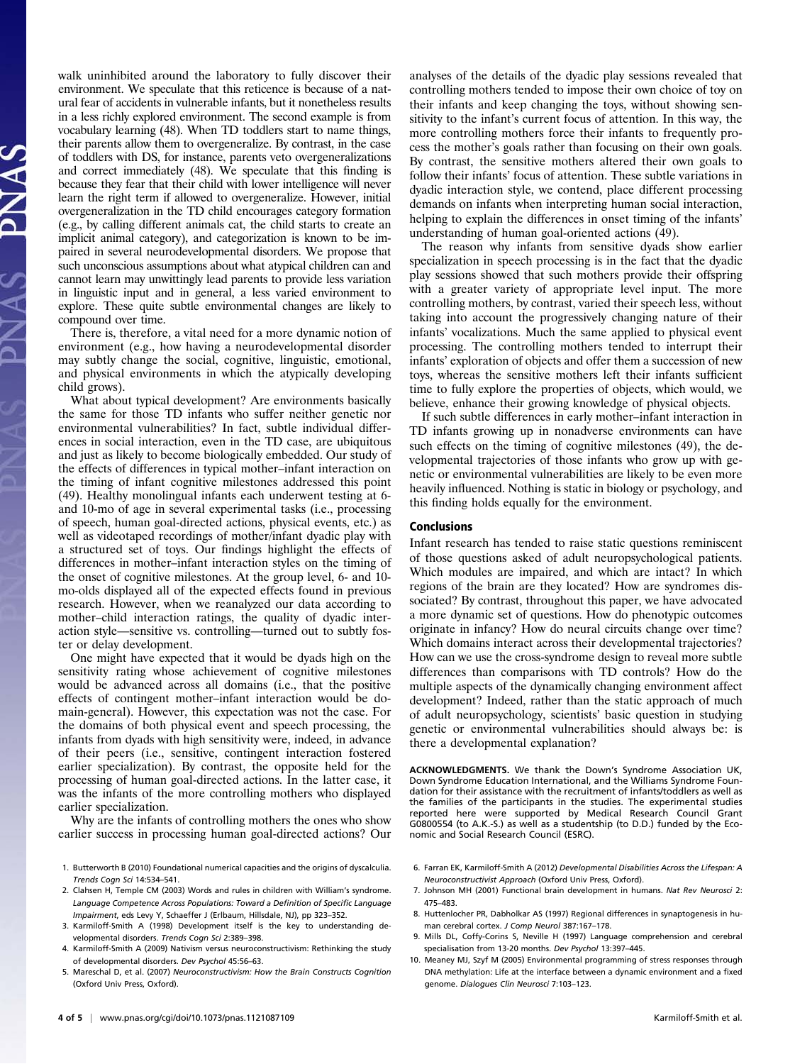walk uninhibited around the laboratory to fully discover their environment. We speculate that this reticence is because of a natural fear of accidents in vulnerable infants, but it nonetheless results in a less richly explored environment. The second example is from vocabulary learning (48). When TD toddlers start to name things, their parents allow them to overgeneralize. By contrast, in the case of toddlers with DS, for instance, parents veto overgeneralizations and correct immediately (48). We speculate that this finding is because they fear that their child with lower intelligence will never learn the right term if allowed to overgeneralize. However, initial overgeneralization in the TD child encourages category formation (e.g., by calling different animals cat, the child starts to create an implicit animal category), and categorization is known to be impaired in several neurodevelopmental disorders. We propose that such unconscious assumptions about what atypical children can and cannot learn may unwittingly lead parents to provide less variation in linguistic input and in general, a less varied environment to explore. These quite subtle environmental changes are likely to compound over time.

There is, therefore, a vital need for a more dynamic notion of environment (e.g., how having a neurodevelopmental disorder may subtly change the social, cognitive, linguistic, emotional, and physical environments in which the atypically developing child grows).

What about typical development? Are environments basically the same for those TD infants who suffer neither genetic nor environmental vulnerabilities? In fact, subtle individual differences in social interaction, even in the TD case, are ubiquitous and just as likely to become biologically embedded. Our study of the effects of differences in typical mother–infant interaction on the timing of infant cognitive milestones addressed this point (49). Healthy monolingual infants each underwent testing at 6- and 10-mo of age in several experimental tasks (i.e., processing of speech, human goal-directed actions, physical events, etc.) as well as videotaped recordings of mother/infant dyadic play with a structured set of toys. Our findings highlight the effects of differences in mother–infant interaction styles on the timing of the onset of cognitive milestones. At the group level, 6- and 10-mo-olds displayed all of the expected effects found in previous research. However, when we reanalyzed our data according to mother–child interaction ratings, the quality of dyadic interaction style—sensitive vs. controlling—turned out to subtly foster or delay development.

One might have expected that it would be dyads high on the sensitivity rating whose achievement of cognitive milestones would be advanced across all domains (i.e., that the positive effects of contingent mother–infant interaction would be domain-general). However, this expectation was not the case. For the domains of both physical event and speech processing, the infants from dyads with high sensitivity were, indeed, in advance of their peers (i.e., sensitive, contingent interaction fostered earlier specialization). By contrast, the opposite held for the processing of human goal-directed actions. In the latter case, it was the infants of the more controlling mothers who displayed earlier specialization.

Why are the infants of controlling mothers the ones who show earlier success in processing human goal-directed actions? Our analyses of the details of the dyadic play sessions revealed that controlling mothers tended to impose their own choice of toy on their infants and keep changing the toys, without showing sensitivity to the infant's current focus of attention. In this way, the more controlling mothers force their infants to frequently process the mother's goals rather than focusing on their own goals. By contrast, the sensitive mothers altered their own goals to follow their infants' focus of attention. These subtle variations in dyadic interaction style, we contend, place different processing demands on infants when interpreting human social interaction, helping to explain the differences in onset timing of the infants' understanding of human goal-oriented actions (49).

The reason why infants from sensitive dyads show earlier specialization in speech processing is in the fact that the dyadic play sessions showed that such mothers provide their offspring with a greater variety of appropriate level input. The more controlling mothers, by contrast, varied their speech less, without taking into account the progressively changing nature of their infants' vocalizations. Much the same applied to physical event processing. The controlling mothers tended to interrupt their infants' exploration of objects and offer them a succession of new toys, whereas the sensitive mothers left their infants sufficient time to fully explore the properties of objects, which would, we believe, enhance their growing knowledge of physical objects.

If such subtle differences in early mother–infant interaction in TD infants growing up in nonadverse environments can have such effects on the timing of cognitive milestones (49), the developmental trajectories of those infants who grow up with genetic or environmental vulnerabilities are likely to be even more heavily influenced. Nothing is static in biology or psychology, and this finding holds equally for the environment.

## Conclusions

Infant research has tended to raise static questions reminiscent of those questions asked of adult neuropsychological patients. Which modules are impaired, and which are intact? In which regions of the brain are they located? How are syndromes dissociated? By contrast, throughout this paper, we have advocated a more dynamic set of questions. How do phenotypic outcomes originate in infancy? How do neural circuits change over time? Which domains interact across their developmental trajectories? How can we use the cross-syndrome design to reveal more subtle differences than comparisons with TD controls? How do the multiple aspects of the dynamically changing environment affect development? Indeed, rather than the static approach of much of adult neuropsychology, scientists' basic question in studying genetic or environmental vulnerabilities should always be: is there a developmental explanation?

**ACKNOWLEDGMENTS.** We thank the Down's Syndrome Association UK, Down Syndrome Education International, and the Williams Syndrome Foundation for their assistance with the recruitment of infants/toddlers as well as the families of the participants in the studies. The experimental studies reported here were supported by Medical Research Council Grant G0800554 (to A.K.-S.) as well as a studentship (to D.D.) funded by the Economic and Social Research Council (ESRC).

1. Butterworth B (2010) Foundational numerical capacities and the origins of dyscalculia. *Trends Cogn Sci* 14:534–541.
2. Clahsen H, Temple CM (2003) Words and rules in children with William's syndrome. *Language Competence Across Populations: Toward a Definition of Specific Language Impairment*, eds Levy Y, Schaeffer J (Erlbaum, Hillsdale, NJ), pp 323–352.
3. Karmiloff-Smith A (1998) Development itself is the key to understanding developmental disorders. *Trends Cogn Sci* 2:389–398.
4. Karmiloff-Smith A (2009) Nativism versus neuroconstructivism: Rethinking the study of developmental disorders. *Dev Psychol* 45:56–63.
5. Mareschal D, et al. (2007) *Neuroconstructivism: How the Brain Constructs Cognition* (Oxford Univ Press, Oxford).
6. Farran EK, Karmiloff-Smith A (2012) *Developmental Disabilities Across the Lifespan: A Neuroconstructivist Approach* (Oxford Univ Press, Oxford).
7. Johnson MH (2001) Functional brain development in humans. *Nat Rev Neurosci* 2: 475–483.
8. Huttenlocher PR, Dabholkar AS (1997) Regional differences in synaptogenesis in human cerebral cortex. *J Comp Neurol* 387:167–178.
9. Mills DL, Coffy-Corins S, Neville H (1997) Language comprehension and cerebral specialisation from 13-20 months. *Dev Psychol* 13:397–445.
10. Meaney MJ, Szyf M (2005) Environmental programming of stress responses through DNA methylation: Life at the interface between a dynamic environment and a fixed genome. *Dialogues Clin Neurosci* 7:103–123.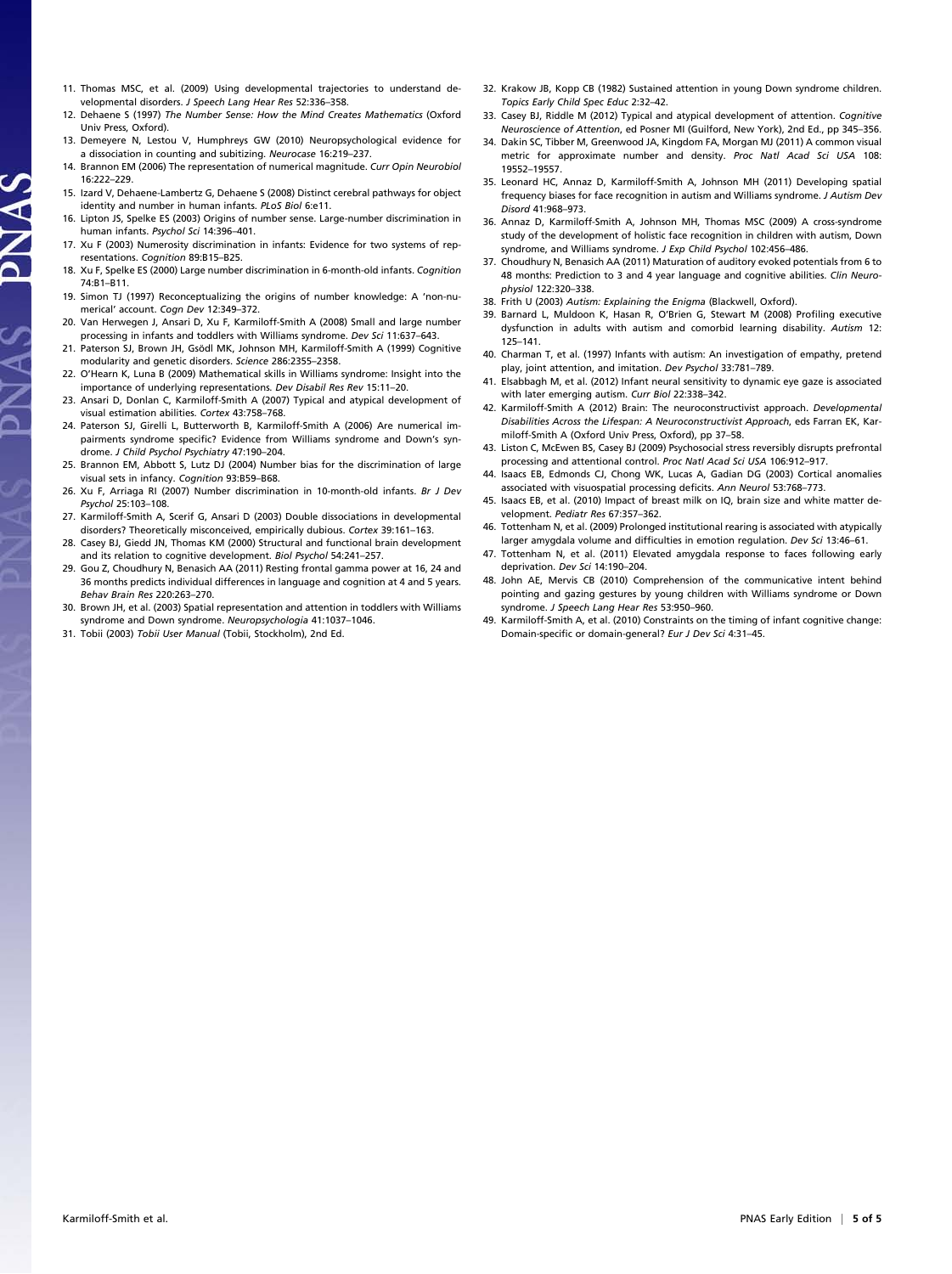11. Thomas MSC, et al. (2009) Using developmental trajectories to understand developmental disorders. *J Speech Lang Hear Res* 52:336–358.
12. Dehaene S (1997) *The Number Sense: How the Mind Creates Mathematics* (Oxford Univ Press, Oxford).
13. Demeyere N, Lestou V, Humphreys GW (2010) Neuropsychological evidence for a dissociation in counting and subitizing. *Neurocase* 16:219–237.
14. Brannon EM (2006) The representation of numerical magnitude. *Curr Opin Neurobiol* 16:222–229.
15. Izard V, Dehaene-Lambertz G, Dehaene S (2008) Distinct cerebral pathways for object identity and number in human infants. *PLoS Biol* 6:e11.
16. Lipton JS, Spelke ES (2003) Origins of number sense. Large-number discrimination in human infants. *Psychol Sci* 14:396–401.
17. Xu F (2003) Numerosity discrimination in infants: Evidence for two systems of representations. *Cognition* 89:B15–B25.
18. Xu F, Spelke ES (2000) Large number discrimination in 6-month-old infants. *Cognition* 74:B1–B11.
19. Simon TJ (1997) Reconceptualizing the origins of number knowledge: A 'non-numerical' account. *Cogn Dev* 12:349–372.
20. Van Herwegen J, Ansari D, Xu F, Karmiloff-Smith A (2008) Small and large number processing in infants and toddlers with Williams syndrome. *Dev Sci* 11:637–643.
21. Paterson SJ, Brown JH, Gsödl MK, Johnson MH, Karmiloff-Smith A (1999) Cognitive modularity and genetic disorders. *Science* 286:2355–2358.
22. O'Hearn K, Luna B (2009) Mathematical skills in Williams syndrome: Insight into the importance of underlying representations. *Dev Disabil Res Rev* 15:11–20.
23. Ansari D, Donlan C, Karmiloff-Smith A (2007) Typical and atypical development of visual estimation abilities. *Cortex* 43:758–768.
24. Paterson SJ, Girelli L, Butterworth B, Karmiloff-Smith A (2006) Are numerical impairments syndrome specific? Evidence from Williams syndrome and Down's syndrome. *J Child Psychol Psychiatry* 47:190–204.
25. Brannon EM, Abbott S, Lutz DJ (2004) Number bias for the discrimination of large visual sets in infancy. *Cognition* 93:B59–B68.
26. Xu F, Arriaga RI (2007) Number discrimination in 10-month-old infants. *Br J Dev Psychol* 25:103–108.
27. Karmiloff-Smith A, Scerif G, Ansari D (2003) Double dissociations in developmental disorders? Theoretically misconceived, empirically dubious. *Cortex* 39:161–163.
28. Casey BJ, Giedd JN, Thomas KM (2000) Structural and functional brain development and its relation to cognitive development. *Biol Psychol* 54:241–257.
29. Gou Z, Choudhury N, Benasich AA (2011) Resting frontal gamma power at 16, 24 and 36 months predicts individual differences in language and cognition at 4 and 5 years. *Behav Brain Res* 220:263–270.
30. Brown JH, et al. (2003) Spatial representation and attention in toddlers with Williams syndrome and Down syndrome. *Neuropsychologia* 41:1037–1046.
31. Tobii (2003) *Tobii User Manual* (Tobii, Stockholm), 2nd Ed.
32. Krakow JB, Kopp CB (1982) Sustained attention in young Down syndrome children. *Topics Early Child Spec Educ* 2:32–42.
33. Casey BJ, Riddle M (2012) Typical and atypical development of attention. *Cognitive Neuroscience of Attention*, ed Posner MI (Guilford, New York), 2nd Ed., pp 345–356.
34. Dakin SC, Tibber M, Greenwood JA, Kingdom FA, Morgan MJ (2011) A common visual metric for approximate number and density. *Proc Natl Acad Sci USA* 108: 19552–19557.
35. Leonard HC, Annaz D, Karmiloff-Smith A, Johnson MH (2011) Developing spatial frequency biases for face recognition in autism and Williams syndrome. *J Autism Dev Disord* 41:968–973.
36. Annaz D, Karmiloff-Smith A, Johnson MH, Thomas MSC (2009) A cross-syndrome study of the development of holistic face recognition in children with autism, Down syndrome, and Williams syndrome. *J Exp Child Psychol* 102:456–486.
37. Choudhury N, Benasich AA (2011) Maturation of auditory evoked potentials from 6 to 48 months: Prediction to 3 and 4 year language and cognitive abilities. *Clin Neurophysiol* 122:320–338.
38. Frith U (2003) *Autism: Explaining the Enigma* (Blackwell, Oxford).
39. Barnard L, Muldoon K, Hasan R, O'Brien G, Stewart M (2008) Profiling executive dysfunction in adults with autism and comorbid learning disability. *Autism* 12: 125–141.
40. Charman T, et al. (1997) Infants with autism: An investigation of empathy, pretend play, joint attention, and imitation. *Dev Psychol* 33:781–789.
41. Elsabbagh M, et al. (2012) Infant neural sensitivity to dynamic eye gaze is associated with later emerging autism. *Curr Biol* 22:338–342.
42. Karmiloff-Smith A (2012) Brain: The neuroconstructivist approach. *Developmental Disabilities Across the Lifespan: A Neuroconstructivist Approach*, eds Farran EK, Karmiloff-Smith A (Oxford Univ Press, Oxford), pp 37–58.
43. Liston C, McEwen BS, Casey BJ (2009) Psychosocial stress reversibly disrupts prefrontal processing and attentional control. *Proc Natl Acad Sci USA* 106:912–917.
44. Isaacs EB, Edmonds CJ, Chong WK, Lucas A, Gadian DG (2003) Cortical anomalies associated with visuospatial processing deficits. *Ann Neurol* 53:768–773.
45. Isaacs EB, et al. (2010) Impact of breast milk on IQ, brain size and white matter development. *Pediatr Res* 67:357–362.
46. Tottenham N, et al. (2009) Prolonged institutional rearing is associated with atypically larger amygdala volume and difficulties in emotion regulation. *Dev Sci* 13:46–61.
47. Tottenham N, et al. (2011) Elevated amygdala response to faces following early deprivation. *Dev Sci* 14:190–204.
48. John AE, Mervis CB (2010) Comprehension of the communicative intent behind pointing and gazing gestures by young children with Williams syndrome or Down syndrome. *J Speech Lang Hear Res* 53:950–960.
49. Karmiloff-Smith A, et al. (2010) Constraints on the timing of infant cognitive change: Domain-specific or domain-general? *Eur J Dev Sci* 4:31–45.